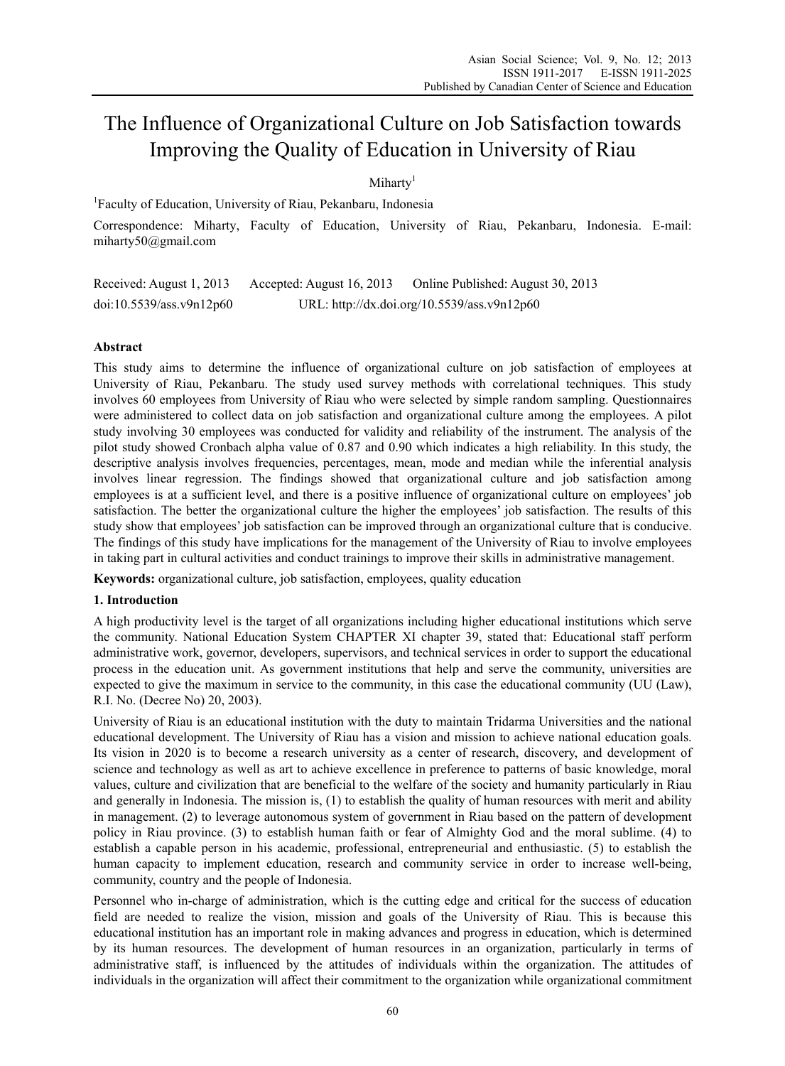# The Influence of Organizational Culture on Job Satisfaction towards Improving the Quality of Education in University of Riau

Miharty[1]

[1]Faculty of Education, University of Riau, Pekanbaru, Indonesia

Correspondence: Miharty, Faculty of Education, University of Riau, Pekanbaru, Indonesia. E-mail: miharty50@gmail.com

Received: August 1, 2013 Accepted: August 16, 2013 Online Published: August 30, 2013

doi:10.5539/ass.v9n12p60 URL: http://dx.doi.org/10.5539/ass.v9n12p60

## Abstract

This study aims to determine the influence of organizational culture on job satisfaction of employees at University of Riau, Pekanbaru. The study used survey methods with correlational techniques. This study involves 60 employees from University of Riau who were selected by simple random sampling. Questionnaires were administered to collect data on job satisfaction and organizational culture among the employees. A pilot study involving 30 employees was conducted for validity and reliability of the instrument. The analysis of the pilot study showed Cronbach alpha value of 0.87 and 0.90 which indicates a high reliability. In this study, the descriptive analysis involves frequencies, percentages, mean, mode and median while the inferential analysis involves linear regression. The findings showed that organizational culture and job satisfaction among employees is at a sufficient level, and there is a positive influence of organizational culture on employees' job satisfaction. The better the organizational culture the higher the employees' job satisfaction. The results of this study show that employees' job satisfaction can be improved through an organizational culture that is conducive. The findings of this study have implications for the management of the University of Riau to involve employees in taking part in cultural activities and conduct trainings to improve their skills in administrative management.

**Keywords:** organizational culture, job satisfaction, employees, quality education

## 1. Introduction

A high productivity level is the target of all organizations including higher educational institutions which serve the community. National Education System CHAPTER XI chapter 39, stated that: Educational staff perform administrative work, governor, developers, supervisors, and technical services in order to support the educational process in the education unit. As government institutions that help and serve the community, universities are expected to give the maximum in service to the community, in this case the educational community (UU (Law), R.I. No. (Decree No) 20, 2003).

University of Riau is an educational institution with the duty to maintain Tridarma Universities and the national educational development. The University of Riau has a vision and mission to achieve national education goals. Its vision in 2020 is to become a research university as a center of research, discovery, and development of science and technology as well as art to achieve excellence in preference to patterns of basic knowledge, moral values, culture and civilization that are beneficial to the welfare of the society and humanity particularly in Riau and generally in Indonesia. The mission is, (1) to establish the quality of human resources with merit and ability in management. (2) to leverage autonomous system of government in Riau based on the pattern of development policy in Riau province. (3) to establish human faith or fear of Almighty God and the moral sublime. (4) to establish a capable person in his academic, professional, entrepreneurial and enthusiastic. (5) to establish the human capacity to implement education, research and community service in order to increase well-being, community, country and the people of Indonesia.

Personnel who in-charge of administration, which is the cutting edge and critical for the success of education field are needed to realize the vision, mission and goals of the University of Riau. This is because this educational institution has an important role in making advances and progress in education, which is determined by its human resources. The development of human resources in an organization, particularly in terms of administrative staff, is influenced by the attitudes of individuals within the organization. The attitudes of individuals in the organization will affect their commitment to the organization while organizational commitment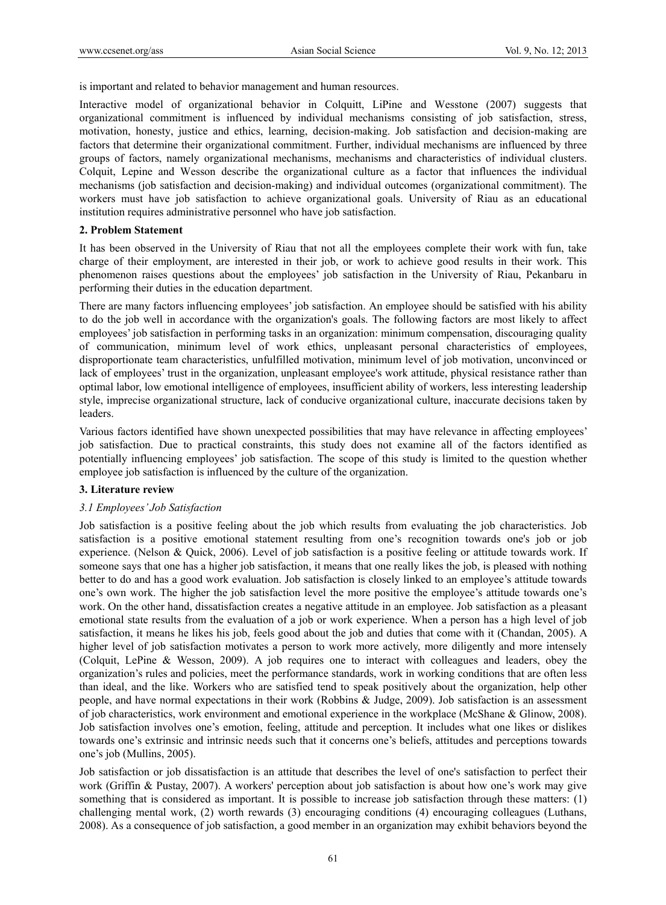is important and related to behavior management and human resources.

Interactive model of organizational behavior in Colquitt, LiPine and Wesstone (2007) suggests that organizational commitment is influenced by individual mechanisms consisting of job satisfaction, stress, motivation, honesty, justice and ethics, learning, decision-making. Job satisfaction and decision-making are factors that determine their organizational commitment. Further, individual mechanisms are influenced by three groups of factors, namely organizational mechanisms, mechanisms and characteristics of individual clusters. Colquit, Lepine and Wesson describe the organizational culture as a factor that influences the individual mechanisms (job satisfaction and decision-making) and individual outcomes (organizational commitment). The workers must have job satisfaction to achieve organizational goals. University of Riau as an educational institution requires administrative personnel who have job satisfaction.

## 2. Problem Statement

It has been observed in the University of Riau that not all the employees complete their work with fun, take charge of their employment, are interested in their job, or work to achieve good results in their work. This phenomenon raises questions about the employees' job satisfaction in the University of Riau, Pekanbaru in performing their duties in the education department.

There are many factors influencing employees' job satisfaction. An employee should be satisfied with his ability to do the job well in accordance with the organization's goals. The following factors are most likely to affect employees' job satisfaction in performing tasks in an organization: minimum compensation, discouraging quality of communication, minimum level of work ethics, unpleasant personal characteristics of employees, disproportionate team characteristics, unfulfilled motivation, minimum level of job motivation, unconvinced or lack of employees' trust in the organization, unpleasant employee's work attitude, physical resistance rather than optimal labor, low emotional intelligence of employees, insufficient ability of workers, less interesting leadership style, imprecise organizational structure, lack of conducive organizational culture, inaccurate decisions taken by leaders.

Various factors identified have shown unexpected possibilities that may have relevance in affecting employees' job satisfaction. Due to practical constraints, this study does not examine all of the factors identified as potentially influencing employees' job satisfaction. The scope of this study is limited to the question whether employee job satisfaction is influenced by the culture of the organization.

## 3. Literature review

### *3.1 Employees' Job Satisfaction*

Job satisfaction is a positive feeling about the job which results from evaluating the job characteristics. Job satisfaction is a positive emotional statement resulting from one's recognition towards one's job or job experience. (Nelson & Quick, 2006). Level of job satisfaction is a positive feeling or attitude towards work. If someone says that one has a higher job satisfaction, it means that one really likes the job, is pleased with nothing better to do and has a good work evaluation. Job satisfaction is closely linked to an employee's attitude towards one's own work. The higher the job satisfaction level the more positive the employee's attitude towards one's work. On the other hand, dissatisfaction creates a negative attitude in an employee. Job satisfaction as a pleasant emotional state results from the evaluation of a job or work experience. When a person has a high level of job satisfaction, it means he likes his job, feels good about the job and duties that come with it (Chandan, 2005). A higher level of job satisfaction motivates a person to work more actively, more diligently and more intensely (Colquit, LePine & Wesson, 2009). A job requires one to interact with colleagues and leaders, obey the organization's rules and policies, meet the performance standards, work in working conditions that are often less than ideal, and the like. Workers who are satisfied tend to speak positively about the organization, help other people, and have normal expectations in their work (Robbins & Judge, 2009). Job satisfaction is an assessment of job characteristics, work environment and emotional experience in the workplace (McShane & Glinow, 2008). Job satisfaction involves one's emotion, feeling, attitude and perception. It includes what one likes or dislikes towards one's extrinsic and intrinsic needs such that it concerns one's beliefs, attitudes and perceptions towards one's job (Mullins, 2005).

Job satisfaction or job dissatisfaction is an attitude that describes the level of one's satisfaction to perfect their work (Griffin & Pustay, 2007). A workers' perception about job satisfaction is about how one's work may give something that is considered as important. It is possible to increase job satisfaction through these matters: (1) challenging mental work, (2) worth rewards (3) encouraging conditions (4) encouraging colleagues (Luthans, 2008). As a consequence of job satisfaction, a good member in an organization may exhibit behaviors beyond the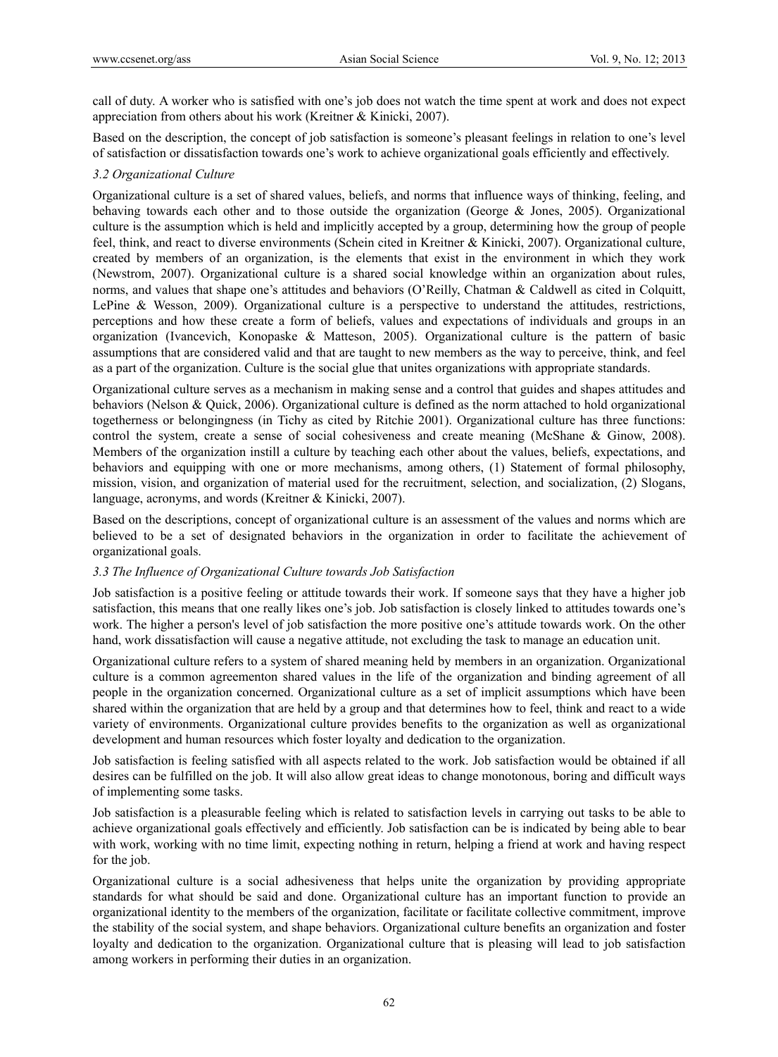call of duty. A worker who is satisfied with one's job does not watch the time spent at work and does not expect appreciation from others about his work (Kreitner & Kinicki, 2007).

Based on the description, the concept of job satisfaction is someone's pleasant feelings in relation to one's level of satisfaction or dissatisfaction towards one's work to achieve organizational goals efficiently and effectively.

### *3.2 Organizational Culture*

Organizational culture is a set of shared values, beliefs, and norms that influence ways of thinking, feeling, and behaving towards each other and to those outside the organization (George & Jones, 2005). Organizational culture is the assumption which is held and implicitly accepted by a group, determining how the group of people feel, think, and react to diverse environments (Schein cited in Kreitner & Kinicki, 2007). Organizational culture, created by members of an organization, is the elements that exist in the environment in which they work (Newstrom, 2007). Organizational culture is a shared social knowledge within an organization about rules, norms, and values that shape one's attitudes and behaviors (O'Reilly, Chatman & Caldwell as cited in Colquitt, LePine & Wesson, 2009). Organizational culture is a perspective to understand the attitudes, restrictions, perceptions and how these create a form of beliefs, values and expectations of individuals and groups in an organization (Ivancevich, Konopaske & Matteson, 2005). Organizational culture is the pattern of basic assumptions that are considered valid and that are taught to new members as the way to perceive, think, and feel as a part of the organization. Culture is the social glue that unites organizations with appropriate standards.

Organizational culture serves as a mechanism in making sense and a control that guides and shapes attitudes and behaviors (Nelson & Quick, 2006). Organizational culture is defined as the norm attached to hold organizational togetherness or belongingness (in Tichy as cited by Ritchie 2001). Organizational culture has three functions: control the system, create a sense of social cohesiveness and create meaning (McShane & Ginow, 2008). Members of the organization instill a culture by teaching each other about the values, beliefs, expectations, and behaviors and equipping with one or more mechanisms, among others, (1) Statement of formal philosophy, mission, vision, and organization of material used for the recruitment, selection, and socialization, (2) Slogans, language, acronyms, and words (Kreitner & Kinicki, 2007).

Based on the descriptions, concept of organizational culture is an assessment of the values and norms which are believed to be a set of designated behaviors in the organization in order to facilitate the achievement of organizational goals.

### *3.3 The Influence of Organizational Culture towards Job Satisfaction*

Job satisfaction is a positive feeling or attitude towards their work. If someone says that they have a higher job satisfaction, this means that one really likes one's job. Job satisfaction is closely linked to attitudes towards one's work. The higher a person's level of job satisfaction the more positive one's attitude towards work. On the other hand, work dissatisfaction will cause a negative attitude, not excluding the task to manage an education unit.

Organizational culture refers to a system of shared meaning held by members in an organization. Organizational culture is a common agreementon shared values in the life of the organization and binding agreement of all people in the organization concerned. Organizational culture as a set of implicit assumptions which have been shared within the organization that are held by a group and that determines how to feel, think and react to a wide variety of environments. Organizational culture provides benefits to the organization as well as organizational development and human resources which foster loyalty and dedication to the organization.

Job satisfaction is feeling satisfied with all aspects related to the work. Job satisfaction would be obtained if all desires can be fulfilled on the job. It will also allow great ideas to change monotonous, boring and difficult ways of implementing some tasks.

Job satisfaction is a pleasurable feeling which is related to satisfaction levels in carrying out tasks to be able to achieve organizational goals effectively and efficiently. Job satisfaction can be is indicated by being able to bear with work, working with no time limit, expecting nothing in return, helping a friend at work and having respect for the job.

Organizational culture is a social adhesiveness that helps unite the organization by providing appropriate standards for what should be said and done. Organizational culture has an important function to provide an organizational identity to the members of the organization, facilitate or facilitate collective commitment, improve the stability of the social system, and shape behaviors. Organizational culture benefits an organization and foster loyalty and dedication to the organization. Organizational culture that is pleasing will lead to job satisfaction among workers in performing their duties in an organization.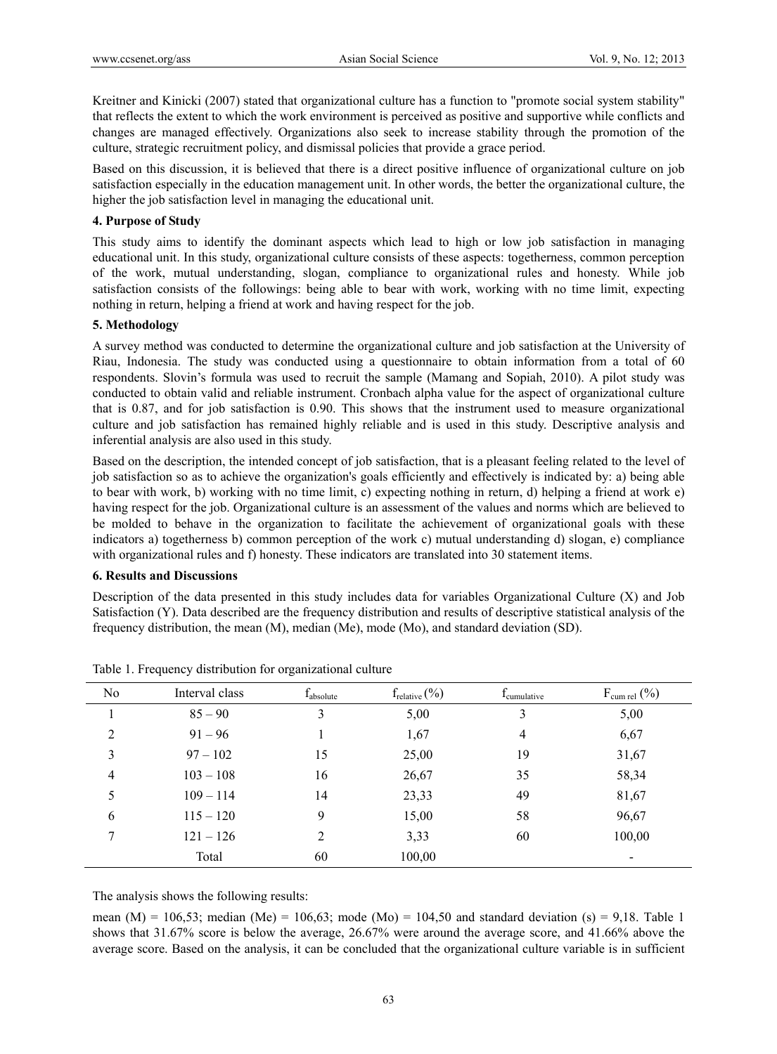Kreitner and Kinicki (2007) stated that organizational culture has a function to "promote social system stability" that reflects the extent to which the work environment is perceived as positive and supportive while conflicts and changes are managed effectively. Organizations also seek to increase stability through the promotion of the culture, strategic recruitment policy, and dismissal policies that provide a grace period.

Based on this discussion, it is believed that there is a direct positive influence of organizational culture on job satisfaction especially in the education management unit. In other words, the better the organizational culture, the higher the job satisfaction level in managing the educational unit.

## 4. Purpose of Study

This study aims to identify the dominant aspects which lead to high or low job satisfaction in managing educational unit. In this study, organizational culture consists of these aspects: togetherness, common perception of the work, mutual understanding, slogan, compliance to organizational rules and honesty. While job satisfaction consists of the followings: being able to bear with work, working with no time limit, expecting nothing in return, helping a friend at work and having respect for the job.

## 5. Methodology

A survey method was conducted to determine the organizational culture and job satisfaction at the University of Riau, Indonesia. The study was conducted using a questionnaire to obtain information from a total of 60 respondents. Slovin's formula was used to recruit the sample (Mamang and Sopiah, 2010). A pilot study was conducted to obtain valid and reliable instrument. Cronbach alpha value for the aspect of organizational culture that is 0.87, and for job satisfaction is 0.90. This shows that the instrument used to measure organizational culture and job satisfaction has remained highly reliable and is used in this study. Descriptive analysis and inferential analysis are also used in this study.

Based on the description, the intended concept of job satisfaction, that is a pleasant feeling related to the level of job satisfaction so as to achieve the organization's goals efficiently and effectively is indicated by: a) being able to bear with work, b) working with no time limit, c) expecting nothing in return, d) helping a friend at work e) having respect for the job. Organizational culture is an assessment of the values and norms which are believed to be molded to behave in the organization to facilitate the achievement of organizational goals with these indicators a) togetherness b) common perception of the work c) mutual understanding d) slogan, e) compliance with organizational rules and f) honesty. These indicators are translated into 30 statement items.

## 6. Results and Discussions

Description of the data presented in this study includes data for variables Organizational Culture (X) and Job Satisfaction (Y). Data described are the frequency distribution and results of descriptive statistical analysis of the frequency distribution, the mean (M), median (Me), mode (Mo), and standard deviation (SD).

Table 1. Frequency distribution for organizational culture

| No | Interval class | $f_{absolute}$ | $f_{relative}$ (%) | $f_{cumulative}$ | $F_{cum\ rel}$ (%) |
|---|---|---|---|---|---|
| 1 | 85 – 90 | 3 | 5,00 | 3 | 5,00 |
| 2 | 91 – 96 | 1 | 1,67 | 4 | 6,67 |
| 3 | 97 – 102 | 15 | 25,00 | 19 | 31,67 |
| 4 | 103 – 108 | 16 | 26,67 | 35 | 58,34 |
| 5 | 109 – 114 | 14 | 23,33 | 49 | 81,67 |
| 6 | 115 – 120 | 9 | 15,00 | 58 | 96,67 |
| 7 | 121 – 126 | 2 | 3,33 | 60 | 100,00 |
| | Total | 60 | 100,00 | | - |

The analysis shows the following results:

mean (M) = 106,53; median (Me) = 106,63; mode (Mo) = 104,50 and standard deviation (s) = 9,18. Table 1 shows that 31.67% score is below the average, 26.67% were around the average score, and 41.66% above the average score. Based on the analysis, it can be concluded that the organizational culture variable is in sufficient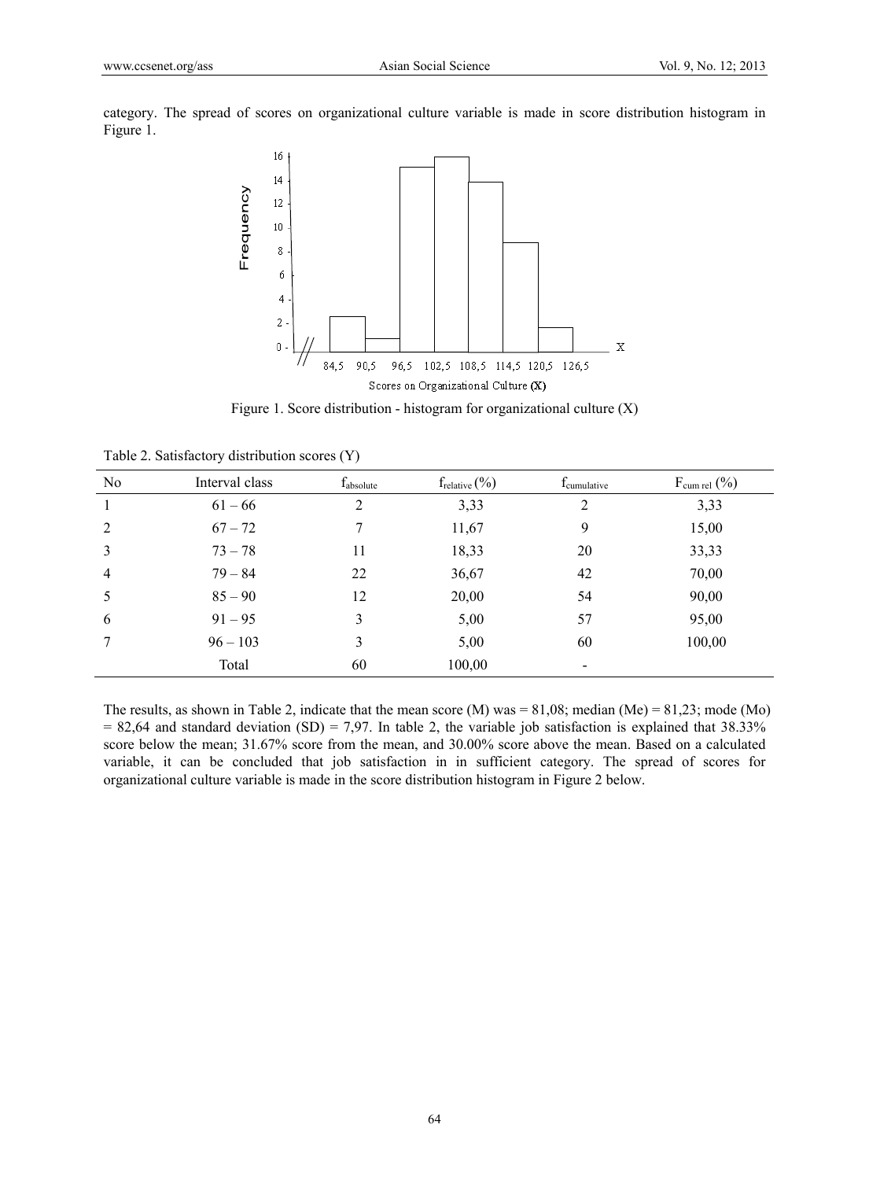category. The spread of scores on organizational culture variable is made in score distribution histogram in Figure 1.

Figure 1. Score distribution - histogram for organizational culture (X)

Table 2. Satisfactory distribution scores (Y)

| No | Interval class | $f_{absolute}$ | $f_{relative}$ (%) | $f_{cumulative}$ | $F_{cum\ rel}$ (%) |
|---|---|---|---|---|---|
| 1 | 61 – 66 | 2 | 3,33 | 2 | 3,33 |
| 2 | 67 – 72 | 7 | 11,67 | 9 | 15,00 |
| 3 | 73 – 78 | 11 | 18,33 | 20 | 33,33 |
| 4 | 79 – 84 | 22 | 36,67 | 42 | 70,00 |
| 5 | 85 – 90 | 12 | 20,00 | 54 | 90,00 |
| 6 | 91 – 95 | 3 | 5,00 | 57 | 95,00 |
| 7 | 96 – 103 | 3 | 5,00 | 60 | 100,00 |
| | Total | 60 | 100,00 | - | |

The results, as shown in Table 2, indicate that the mean score (M) was = 81,08; median (Me) = 81,23; mode (Mo) = 82,64 and standard deviation (SD) = 7,97. In table 2, the variable job satisfaction is explained that 38.33% score below the mean; 31.67% score from the mean, and 30.00% score above the mean. Based on a calculated variable, it can be concluded that job satisfaction in in sufficient category. The spread of scores for organizational culture variable is made in the score distribution histogram in Figure 2 below.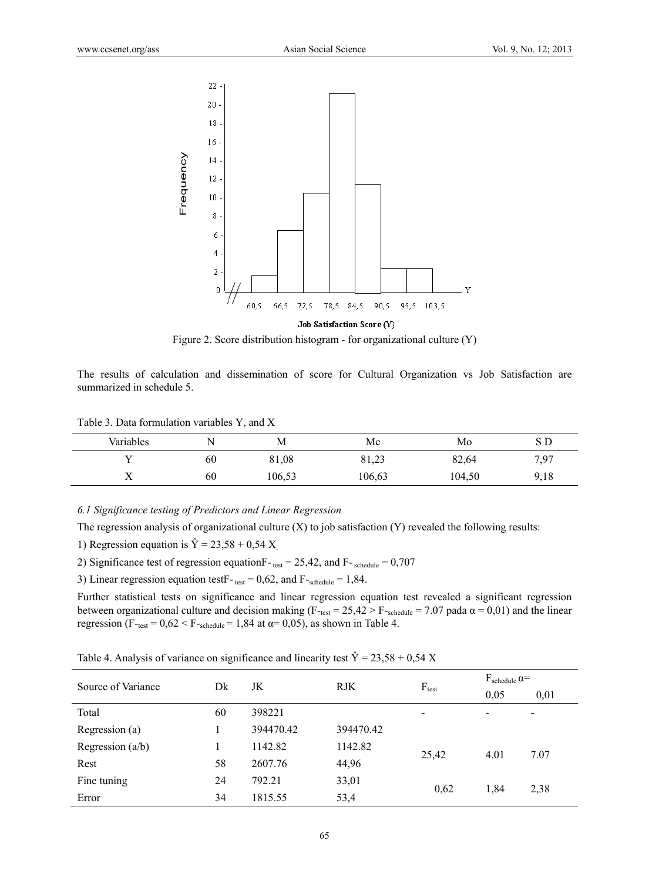Figure 2. Score distribution histogram - for organizational culture (Y)

The results of calculation and dissemination of score for Cultural Organization vs Job Satisfaction are summarized in schedule 5.

Table 3. Data formulation variables Y, and X

| Variables | N | M | Me | Mo | S D |
|---|---|---|---|---|---|
| Y | 60 | 81,08 | 81,23 | 82,64 | 7,97 |
| X | 60 | 106,53 | 106,63 | 104,50 | 9,18 |

### *6.1 Significance testing of Predictors and Linear Regression*

The regression analysis of organizational culture (X) to job satisfaction (Y) revealed the following results:

1) Regression equation is $\hat{Y} = 23{,}58 + 0{,}54\ X$.

2) Significance test of regression equation$F_{test} = 25{,}42$, and $F_{schedule} = 0{,}707$

3) Linear regression equation test$F_{test} = 0{,}62$, and $F_{schedule} = 1{,}84$.

Further statistical tests on significance and linear regression equation test revealed a significant regression between organizational culture and decision making ($F_{test} = 25{,}42 > F_{schedule} = 7.07$ pada $\alpha = 0{,}01$) and the linear regression ($F_{test} = 0{,}62 < F_{schedule} = 1{,}84$ at $\alpha = 0{,}05$), as shown in Table 4.

Table 4. Analysis of variance on significance and linearity test $\hat{Y} = 23{,}58 + 0{,}54\ X$

| Source of Variance | Dk | JK | RJK | $F_{test}$ | $F_{schedule}$ $\alpha$= | |
|---|---|---|---|---|---|---|
| | | | | | 0,05 | 0,01 |
| Total | 60 | 398221 | | - | - | - |
| Regression (a) | 1 | 394470.42 | 394470.42 | | | |
| Regression (a/b) | 1 | 1142.82 | 1142.82 | 25,42 | 4.01 | 7.07 |
| Rest | 58 | 2607.76 | 44,96 | | | |
| Fine tuning | 24 | 792.21 | 33,01 | 0,62 | 1,84 | 2,38 |
| Error | 34 | 1815.55 | 53,4 | | | |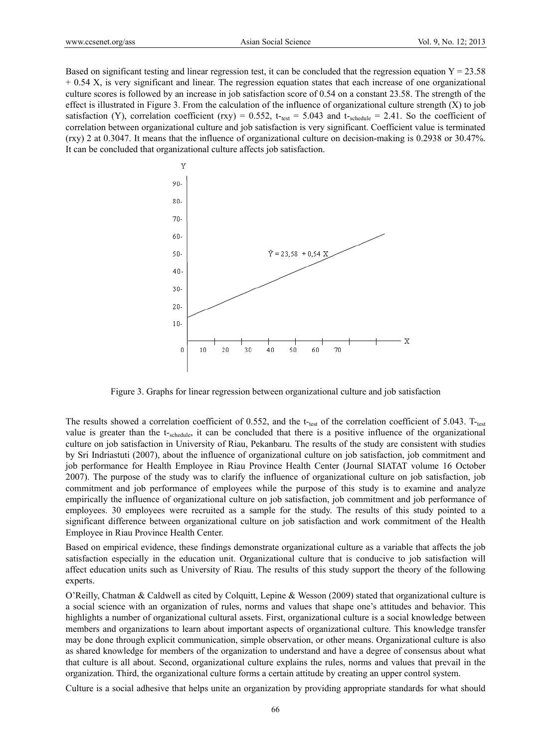Based on significant testing and linear regression test, it can be concluded that the regression equation $Y = 23.58 + 0.54 X$, is very significant and linear. The regression equation states that each increase of one organizational culture scores is followed by an increase in job satisfaction score of 0.54 on a constant 23.58. The strength of the effect is illustrated in Figure 3. From the calculation of the influence of organizational culture strength (X) to job satisfaction (Y), correlation coefficient ($r_{xy}$) = 0.552, $t_{test}$ = 5.043 and $t_{schedule}$ = 2.41. So the coefficient of correlation between organizational culture and job satisfaction is very significant. Coefficient value is terminated $(r_{xy})^2$ at 0.3047. It means that the influence of organizational culture on decision-making is 0.2938 or 30.47%. It can be concluded that organizational culture affects job satisfaction.

Figure 3. Graphs for linear regression between organizational culture and job satisfaction

The results showed a correlation coefficient of 0.552, and the $t_{test}$ of the correlation coefficient of 5.043. $T_{test}$ value is greater than the $t_{schedule}$, it can be concluded that there is a positive influence of the organizational culture on job satisfaction in University of Riau, Pekanbaru. The results of the study are consistent with studies by Sri Indriastuti (2007), about the influence of organizational culture on job satisfaction, job commitment and job performance for Health Employee in Riau Province Health Center (Journal SIATAT volume 16 October 2007). The purpose of the study was to clarify the influence of organizational culture on job satisfaction, job commitment and job performance of employees while the purpose of this study is to examine and analyze empirically the influence of organizational culture on job satisfaction, job commitment and job performance of employees. 30 employees were recruited as a sample for the study. The results of this study pointed to a significant difference between organizational culture on job satisfaction and work commitment of the Health Employee in Riau Province Health Center.

Based on empirical evidence, these findings demonstrate organizational culture as a variable that affects the job satisfaction especially in the education unit. Organizational culture that is conducive to job satisfaction will affect education units such as University of Riau. The results of this study support the theory of the following experts.

O'Reilly, Chatman & Caldwell as cited by Colquitt, Lepine & Wesson (2009) stated that organizational culture is a social science with an organization of rules, norms and values that shape one's attitudes and behavior. This highlights a number of organizational cultural assets. First, organizational culture is a social knowledge between members and organizations to learn about important aspects of organizational culture. This knowledge transfer may be done through explicit communication, simple observation, or other means. Organizational culture is also as shared knowledge for members of the organization to understand and have a degree of consensus about what that culture is all about. Second, organizational culture explains the rules, norms and values that prevail in the organization. Third, the organizational culture forms a certain attitude by creating an upper control system.

Culture is a social adhesive that helps unite an organization by providing appropriate standards for what should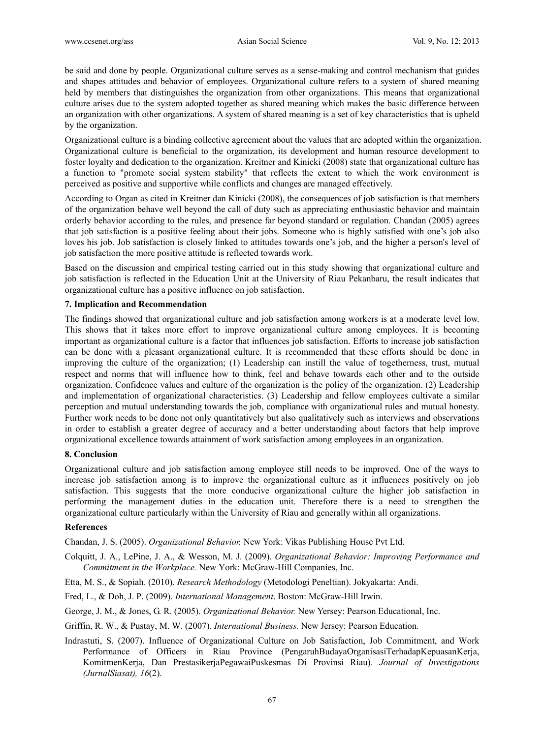be said and done by people. Organizational culture serves as a sense-making and control mechanism that guides and shapes attitudes and behavior of employees. Organizational culture refers to a system of shared meaning held by members that distinguishes the organization from other organizations. This means that organizational culture arises due to the system adopted together as shared meaning which makes the basic difference between an organization with other organizations. A system of shared meaning is a set of key characteristics that is upheld by the organization.

Organizational culture is a binding collective agreement about the values that are adopted within the organization. Organizational culture is beneficial to the organization, its development and human resource development to foster loyalty and dedication to the organization. Kreitner and Kinicki (2008) state that organizational culture has a function to "promote social system stability" that reflects the extent to which the work environment is perceived as positive and supportive while conflicts and changes are managed effectively.

According to Organ as cited in Kreitner dan Kinicki (2008), the consequences of job satisfaction is that members of the organization behave well beyond the call of duty such as appreciating enthusiastic behavior and maintain orderly behavior according to the rules, and presence far beyond standard or regulation. Chandan (2005) agrees that job satisfaction is a positive feeling about their jobs. Someone who is highly satisfied with one's job also loves his job. Job satisfaction is closely linked to attitudes towards one's job, and the higher a person's level of job satisfaction the more positive attitude is reflected towards work.

Based on the discussion and empirical testing carried out in this study showing that organizational culture and job satisfaction is reflected in the Education Unit at the University of Riau Pekanbaru, the result indicates that organizational culture has a positive influence on job satisfaction.

## 7. Implication and Recommendation

The findings showed that organizational culture and job satisfaction among workers is at a moderate level low. This shows that it takes more effort to improve organizational culture among employees. It is becoming important as organizational culture is a factor that influences job satisfaction. Efforts to increase job satisfaction can be done with a pleasant organizational culture. It is recommended that these efforts should be done in improving the culture of the organization; (1) Leadership can instill the value of togetherness, trust, mutual respect and norms that will influence how to think, feel and behave towards each other and to the outside organization. Confidence values and culture of the organization is the policy of the organization. (2) Leadership and implementation of organizational characteristics. (3) Leadership and fellow employees cultivate a similar perception and mutual understanding towards the job, compliance with organizational rules and mutual honesty. Further work needs to be done not only quantitatively but also qualitatively such as interviews and observations in order to establish a greater degree of accuracy and a better understanding about factors that help improve organizational excellence towards attainment of work satisfaction among employees in an organization.

## 8. Conclusion

Organizational culture and job satisfaction among employee still needs to be improved. One of the ways to increase job satisfaction among is to improve the organizational culture as it influences positively on job satisfaction. This suggests that the more conducive organizational culture the higher job satisfaction in performing the management duties in the education unit. Therefore there is a need to strengthen the organizational culture particularly within the University of Riau and generally within all organizations.

## References

Chandan, J. S. (2005). *Organizational Behavior.* New York: Vikas Publishing House Pvt Ltd.

Colquitt, J. A., LePine, J. A., & Wesson, M. J. (2009). *Organizational Behavior: Improving Performance and Commitment in the Workplace.* New York: McGraw-Hill Companies, Inc.

Etta, M. S., & Sopiah. (2010). *Research Methodology* (Metodologi Peneltian). Jokyakarta: Andi.

Fred, L., & Doh, J. P. (2009). *International Management*. Boston: McGraw-Hill Irwin.

George, J. M., & Jones, G. R. (2005). *Organizational Behavior.* New Yersey: Pearson Educational, Inc.

Griffin, R. W., & Pustay, M. W. (2007). *International Business.* New Jersey: Pearson Education.

Indrastuti, S. (2007). Influence of Organizational Culture on Job Satisfaction, Job Commitment, and Work Performance of Officers in Riau Province (PengaruhBudayaOrganisasiTerhadapKepuasanKerja, KomitmenKerja, Dan PrestasikerjaPegawaiPuskesmas Di Provinsi Riau). *Journal of Investigations (JurnalSiasat), 16*(2).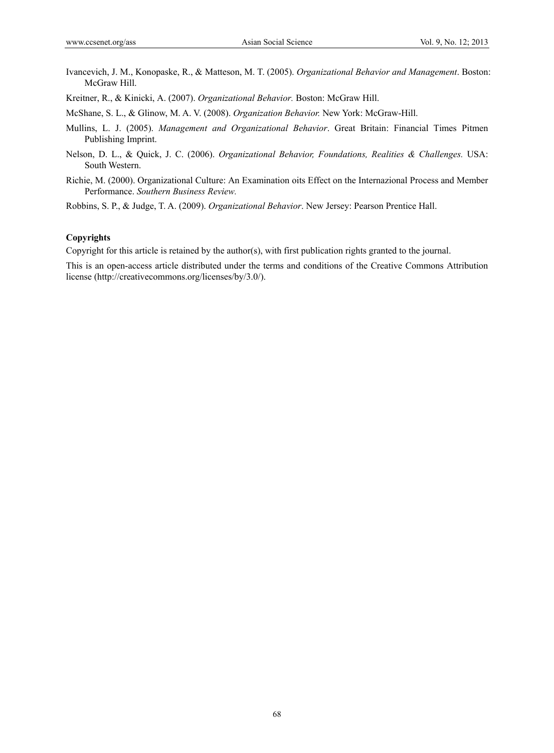Ivancevich, J. M., Konopaske, R., & Matteson, M. T. (2005). *Organizational Behavior and Management*. Boston: McGraw Hill.

Kreitner, R., & Kinicki, A. (2007). *Organizational Behavior.* Boston: McGraw Hill.

McShane, S. L., & Glinow, M. A. V. (2008). *Organization Behavior.* New York: McGraw-Hill.

Mullins, L. J. (2005). *Management and Organizational Behavior*. Great Britain: Financial Times Pitmen Publishing Imprint.

Nelson, D. L., & Quick, J. C. (2006). *Organizational Behavior, Foundations, Realities & Challenges.* USA: South Western.

Richie, M. (2000). Organizational Culture: An Examination oits Effect on the Internazional Process and Member Performance. *Southern Business Review.*

Robbins, S. P., & Judge, T. A. (2009). *Organizational Behavior*. New Jersey: Pearson Prentice Hall.

**Copyrights**

Copyright for this article is retained by the author(s), with first publication rights granted to the journal.

This is an open-access article distributed under the terms and conditions of the Creative Commons Attribution license (http://creativecommons.org/licenses/by/3.0/).